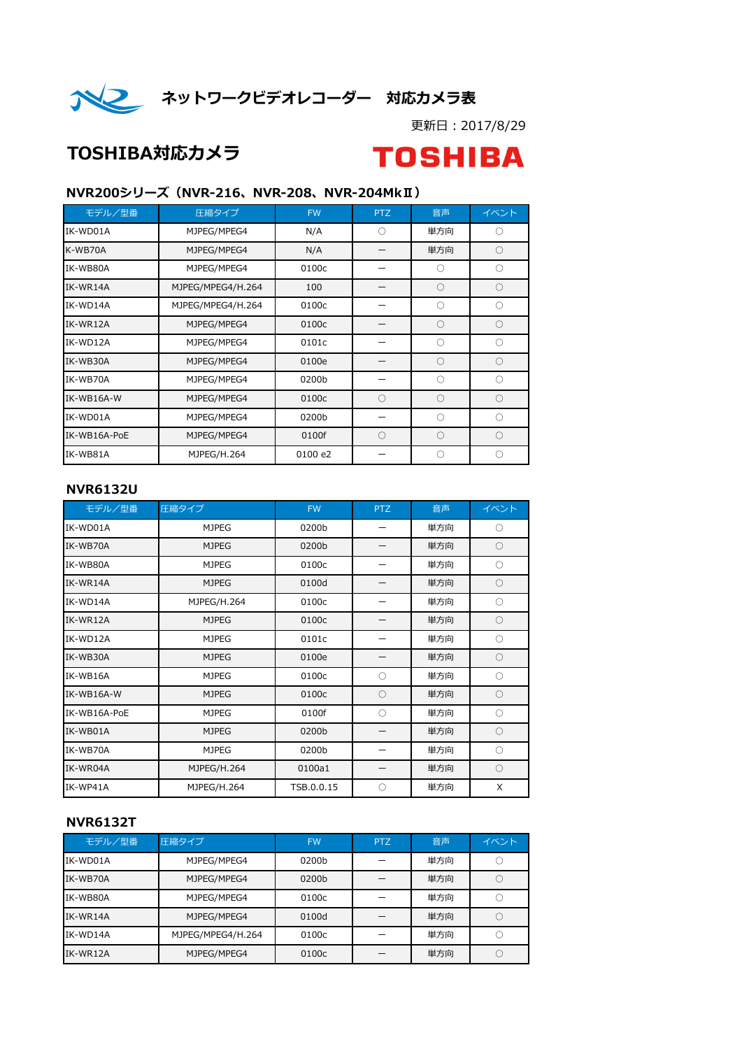# ネットワークビデオレコーダー　対応カメラ表

更新日：2017/8/29

## TOSHIBA対応カメラ

TOSHIBA

### NVR200シリーズ（NVR-216、NVR-208、NVR-204MkⅡ）

| モデル／型番 | 圧縮タイプ | FW | PTZ | 音声 | イベント |
|---|---|---|---|---|---|
| IK-WD01A | MJPEG/MPEG4 | N/A | ○ | 単方向 | ○ |
| K-WB70A | MJPEG/MPEG4 | N/A | ― | 単方向 | ○ |
| IK-WB80A | MJPEG/MPEG4 | 0100c | ― | ○ | ○ |
| IK-WR14A | MJPEG/MPEG4/H.264 | 100 | ― | ○ | ○ |
| IK-WD14A | MJPEG/MPEG4/H.264 | 0100c | ― | ○ | ○ |
| IK-WR12A | MJPEG/MPEG4 | 0100c | ― | ○ | ○ |
| IK-WD12A | MJPEG/MPEG4 | 0101c | ― | ○ | ○ |
| IK-WB30A | MJPEG/MPEG4 | 0100e | ― | ○ | ○ |
| IK-WB70A | MJPEG/MPEG4 | 0200b | ― | ○ | ○ |
| IK-WB16A-W | MJPEG/MPEG4 | 0100c | ○ | ○ | ○ |
| IK-WD01A | MJPEG/MPEG4 | 0200b | ― | ○ | ○ |
| IK-WB16A-PoE | MJPEG/MPEG4 | 0100f | ○ | ○ | ○ |
| IK-WB81A | MJPEG/H.264 | 0100 e2 | ― | ○ | ○ |

### NVR6132U

| モデル／型番 | 圧縮タイプ | FW | PTZ | 音声 | イベント |
|---|---|---|---|---|---|
| IK-WD01A | MJPEG | 0200b | ― | 単方向 | ○ |
| IK-WB70A | MJPEG | 0200b | ― | 単方向 | ○ |
| IK-WB80A | MJPEG | 0100c | ― | 単方向 | ○ |
| IK-WR14A | MJPEG | 0100d | ― | 単方向 | ○ |
| IK-WD14A | MJPEG/H.264 | 0100c | ― | 単方向 | ○ |
| IK-WR12A | MJPEG | 0100c | ― | 単方向 | ○ |
| IK-WD12A | MJPEG | 0101c | ― | 単方向 | ○ |
| IK-WB30A | MJPEG | 0100e | ― | 単方向 | ○ |
| IK-WB16A | MJPEG | 0100c | ○ | 単方向 | ○ |
| IK-WB16A-W | MJPEG | 0100c | ○ | 単方向 | ○ |
| IK-WB16A-PoE | MJPEG | 0100f | ○ | 単方向 | ○ |
| IK-WB01A | MJPEG | 0200b | ― | 単方向 | ○ |
| IK-WB70A | MJPEG | 0200b | ― | 単方向 | ○ |
| IK-WR04A | MJPEG/H.264 | 0100a1 | ― | 単方向 | ○ |
| IK-WP41A | MJPEG/H.264 | TSB.0.0.15 | ○ | 単方向 | X |

### NVR6132T

| モデル／型番 | 圧縮タイプ | FW | PTZ | 音声 | イベント |
|---|---|---|---|---|---|
| IK-WD01A | MJPEG/MPEG4 | 0200b | ― | 単方向 | ○ |
| IK-WB70A | MJPEG/MPEG4 | 0200b | ― | 単方向 | ○ |
| IK-WB80A | MJPEG/MPEG4 | 0100c | ― | 単方向 | ○ |
| IK-WR14A | MJPEG/MPEG4 | 0100d | ― | 単方向 | ○ |
| IK-WD14A | MJPEG/MPEG4/H.264 | 0100c | ― | 単方向 | ○ |
| IK-WR12A | MJPEG/MPEG4 | 0100c | ― | 単方向 | ○ |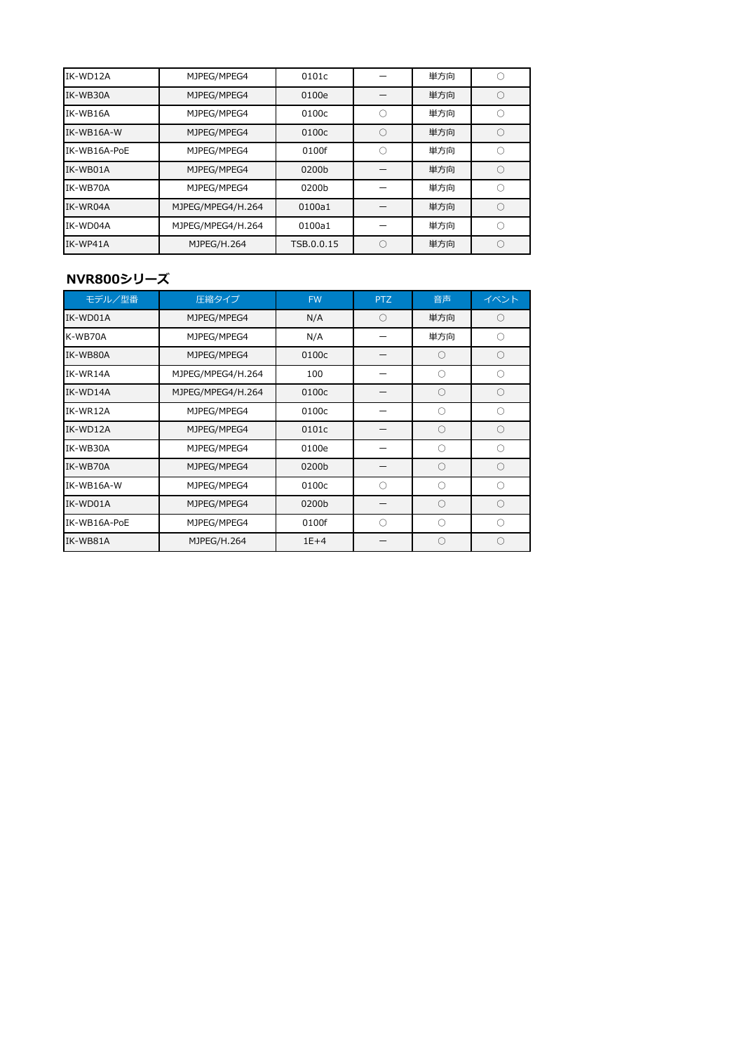| | | | | | |
|---|---|---|---|---|---|
| IK-WD12A | MJPEG/MPEG4 | 0101c | ー | 単方向 | ○ |
| IK-WB30A | MJPEG/MPEG4 | 0100e | ー | 単方向 | ○ |
| IK-WB16A | MJPEG/MPEG4 | 0100c | ○ | 単方向 | ○ |
| IK-WB16A-W | MJPEG/MPEG4 | 0100c | ○ | 単方向 | ○ |
| IK-WB16A-PoE | MJPEG/MPEG4 | 0100f | ○ | 単方向 | ○ |
| IK-WB01A | MJPEG/MPEG4 | 0200b | ー | 単方向 | ○ |
| IK-WB70A | MJPEG/MPEG4 | 0200b | ー | 単方向 | ○ |
| IK-WR04A | MJPEG/MPEG4/H.264 | 0100a1 | ー | 単方向 | ○ |
| IK-WD04A | MJPEG/MPEG4/H.264 | 0100a1 | ー | 単方向 | ○ |
| IK-WP41A | MJPEG/H.264 | TSB.0.0.15 | ○ | 単方向 | ○ |

## NVR800シリーズ

| モデル／型番 | 圧縮タイプ | FW | PTZ | 音声 | イベント |
|---|---|---|---|---|---|
| IK-WD01A | MJPEG/MPEG4 | N/A | ○ | 単方向 | ○ |
| K-WB70A | MJPEG/MPEG4 | N/A | ー | 単方向 | ○ |
| IK-WB80A | MJPEG/MPEG4 | 0100c | ー | ○ | ○ |
| IK-WR14A | MJPEG/MPEG4/H.264 | 100 | ー | ○ | ○ |
| IK-WD14A | MJPEG/MPEG4/H.264 | 0100c | ー | ○ | ○ |
| IK-WR12A | MJPEG/MPEG4 | 0100c | ー | ○ | ○ |
| IK-WD12A | MJPEG/MPEG4 | 0101c | ー | ○ | ○ |
| IK-WB30A | MJPEG/MPEG4 | 0100e | ー | ○ | ○ |
| IK-WB70A | MJPEG/MPEG4 | 0200b | ー | ○ | ○ |
| IK-WB16A-W | MJPEG/MPEG4 | 0100c | ○ | ○ | ○ |
| IK-WD01A | MJPEG/MPEG4 | 0200b | ー | ○ | ○ |
| IK-WB16A-PoE | MJPEG/MPEG4 | 0100f | ○ | ○ | ○ |
| IK-WB81A | MJPEG/H.264 | 1E+4 | ー | ○ | ○ |